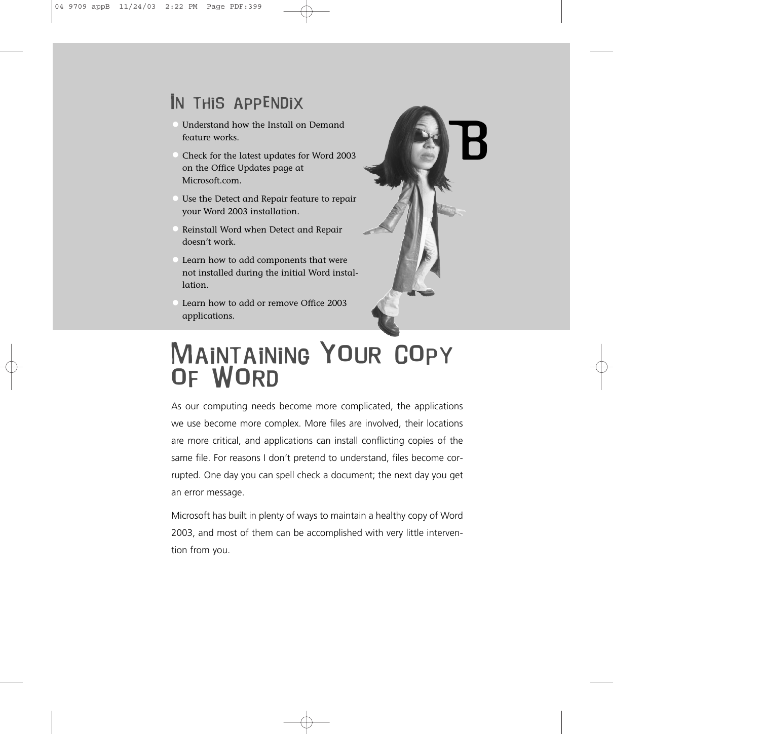## In This Appendix

- Understand how the Install on Demand feature works.
- Check for the latest updates for Word 2003 on the Office Updates page at Microsoft.com.
- Use the Detect and Repair feature to repair your Word 2003 installation.
- Reinstall Word when Detect and Repair doesn't work.
- Learn how to add components that were not installed during the initial Word installation.
- Learn how to add or remove Office 2003 applications.

B

# Maintaining Your Copy of Word

As our computing needs become more complicated, the applications we use become more complex. More files are involved, their locations are more critical, and applications can install conflicting copies of the same file. For reasons I don't pretend to understand, files become corrupted. One day you can spell check a document; the next day you get an error message.

Microsoft has built in plenty of ways to maintain a healthy copy of Word 2003, and most of them can be accomplished with very little intervention from you.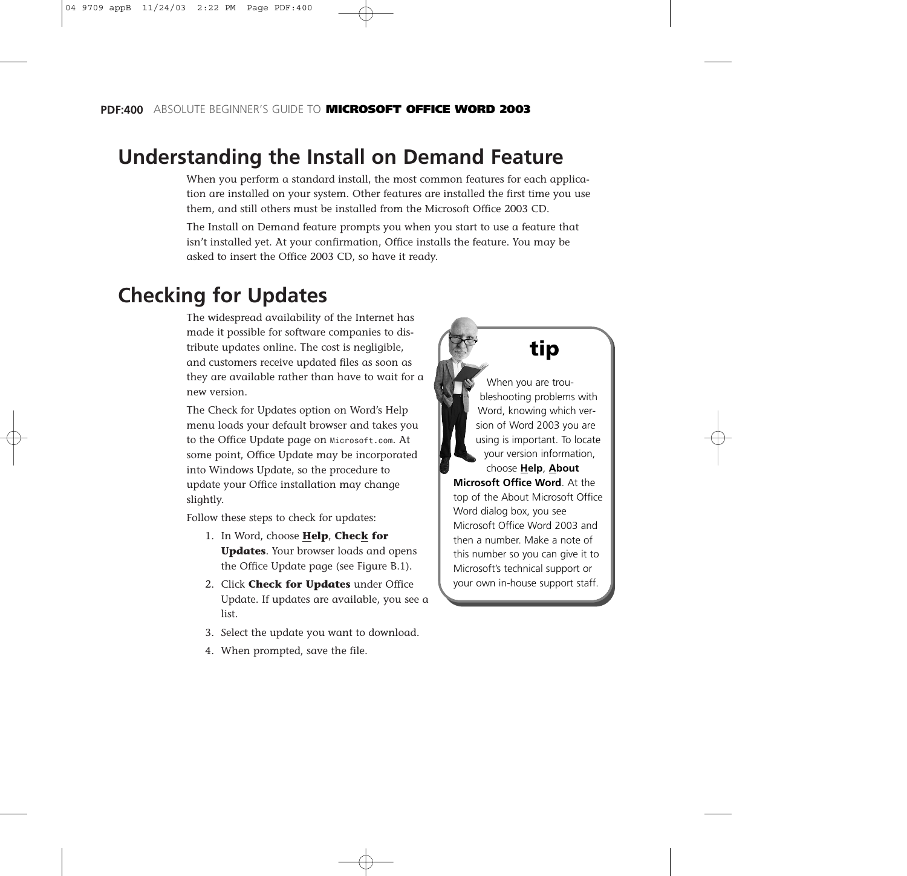## Understanding the Install on Demand Feature

When you perform a standard install, the most common features for each application are installed on your system. Other features are installed the first time you use them, and still others must be installed from the Microsoft Office 2003 CD.

The Install on Demand feature prompts you when you start to use a feature that isn't installed yet. At your confirmation, Office installs the feature. You may be asked to insert the Office 2003 CD, so have it ready.

## Checking for Updates

The widespread availability of the Internet has made it possible for software companies to distribute updates online. The cost is negligible, and customers receive updated files as soon as they are available rather than have to wait for a new version.

The Check for Updates option on Word's Help menu loads your default browser and takes you to the Office Update page on `Microsoft.com`. At some point, Office Update may be incorporated into Windows Update, so the procedure to update your Office installation may change slightly.

Follow these steps to check for updates:

1. In Word, choose **Help**, **Check for Updates**. Your browser loads and opens the Office Update page (see Figure B.1).
2. Click **Check for Updates** under Office Update. If updates are available, you see a list.
3. Select the update you want to download.
4. When prompted, save the file.

> **tip**
>
> When you are troubleshooting problems with Word, knowing which version of Word 2003 you are using is important. To locate your version information, choose **Help**, **About Microsoft Office Word**. At the top of the About Microsoft Office Word dialog box, you see Microsoft Office Word 2003 and then a number. Make a note of this number so you can give it to Microsoft's technical support or your own in-house support staff.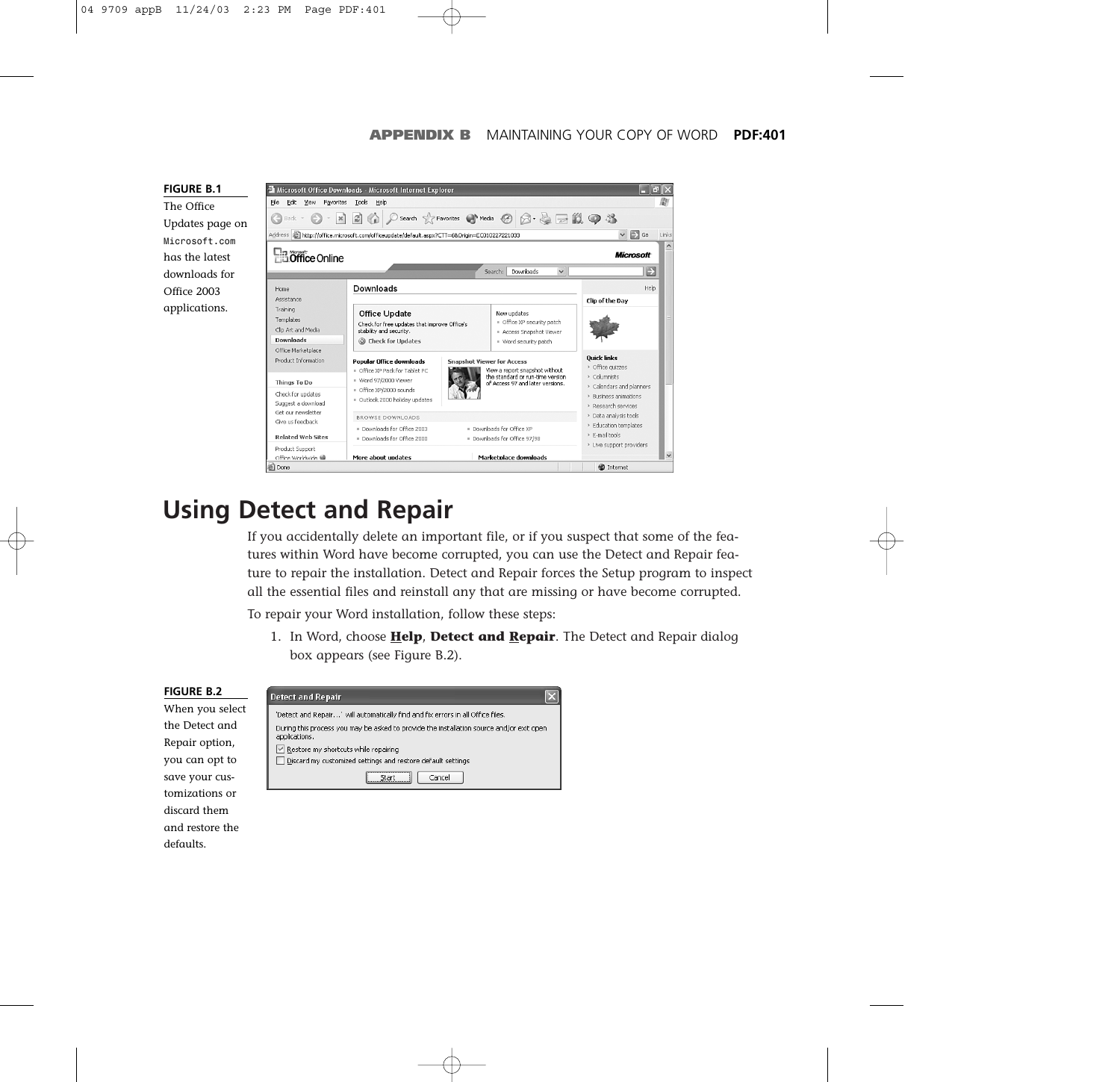**FIGURE B.1**
The Office Updates page on Microsoft.com has the latest downloads for Office 2003 applications.

## Using Detect and Repair

If you accidentally delete an important file, or if you suspect that some of the features within Word have become corrupted, you can use the Detect and Repair feature to repair the installation. Detect and Repair forces the Setup program to inspect all the essential files and reinstall any that are missing or have become corrupted.

To repair your Word installation, follow these steps:

1. In Word, choose **Help**, **Detect and Repair**. The Detect and Repair dialog box appears (see Figure B.2).

**FIGURE B.2**
When you select the Detect and Repair option, you can opt to save your customizations or discard them and restore the defaults.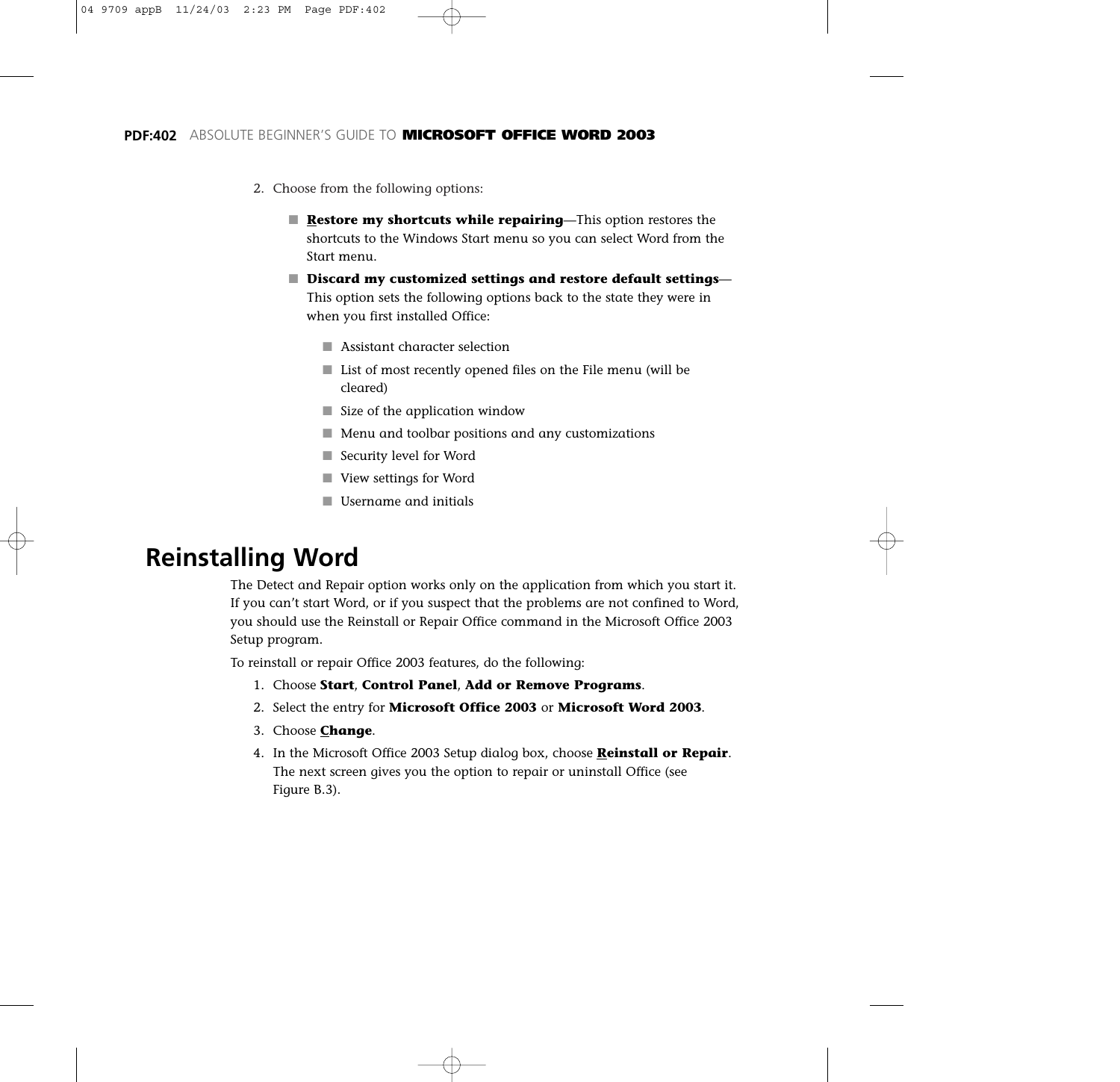2. Choose from the following options:

   - **Restore my shortcuts while repairing**—This option restores the shortcuts to the Windows Start menu so you can select Word from the Start menu.
   - **Discard my customized settings and restore default settings**—This option sets the following options back to the state they were in when you first installed Office:
     - Assistant character selection
     - List of most recently opened files on the File menu (will be cleared)
     - Size of the application window
     - Menu and toolbar positions and any customizations
     - Security level for Word
     - View settings for Word
     - Username and initials

## Reinstalling Word

The Detect and Repair option works only on the application from which you start it. If you can't start Word, or if you suspect that the problems are not confined to Word, you should use the Reinstall or Repair Office command in the Microsoft Office 2003 Setup program.

To reinstall or repair Office 2003 features, do the following:

1. Choose **Start**, **Control Panel**, **Add or Remove Programs**.
2. Select the entry for **Microsoft Office 2003** or **Microsoft Word 2003**.
3. Choose **Change**.
4. In the Microsoft Office 2003 Setup dialog box, choose **Reinstall or Repair**. The next screen gives you the option to repair or uninstall Office (see Figure B.3).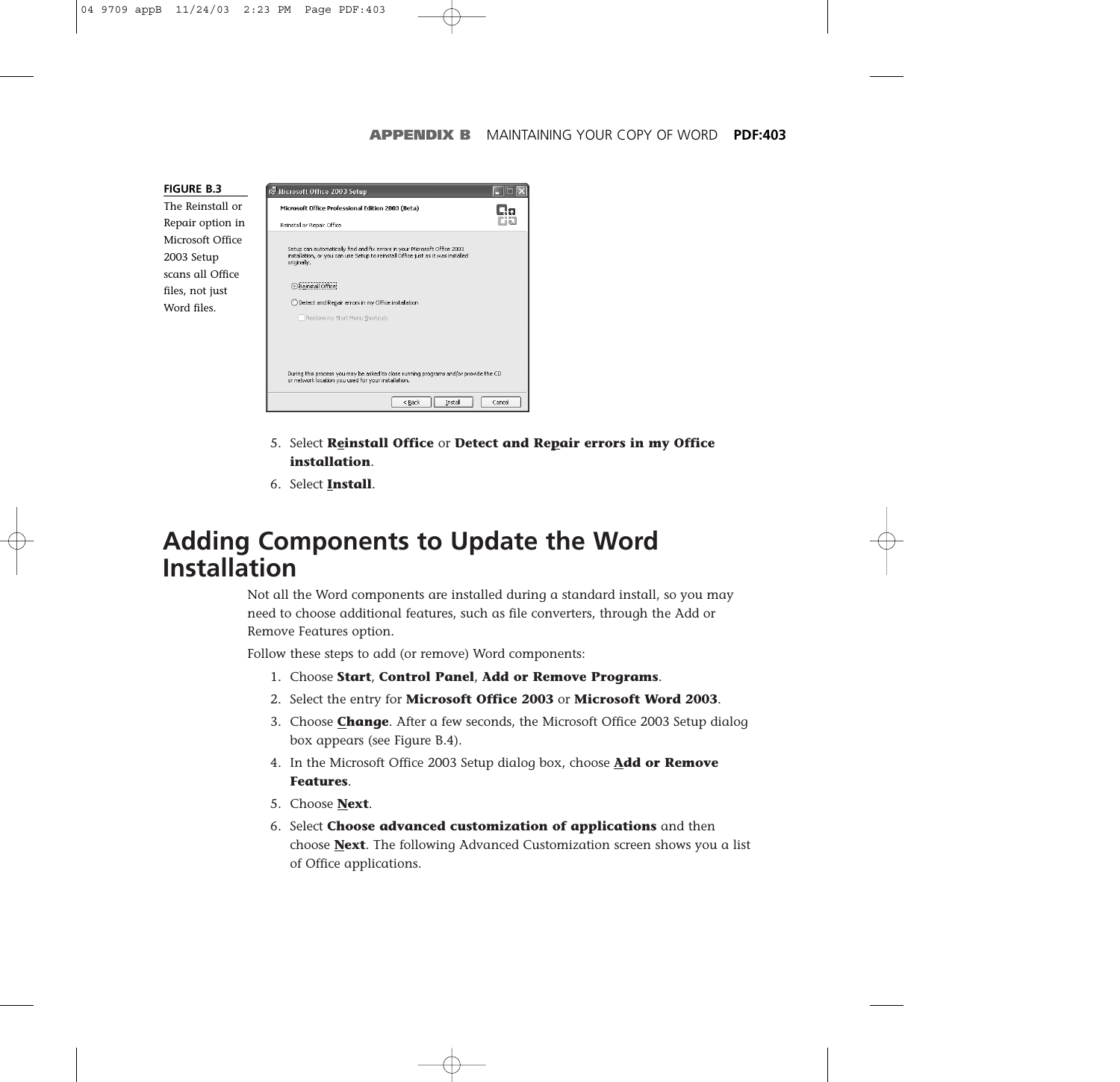FIGURE B.3
The Reinstall or Repair option in Microsoft Office 2003 Setup scans all Office files, not just Word files.

5. Select **Reinstall Office** or **Detect and Repair errors in my Office installation**.
6. Select **Install**.

# Adding Components to Update the Word Installation

Not all the Word components are installed during a standard install, so you may need to choose additional features, such as file converters, through the Add or Remove Features option.

Follow these steps to add (or remove) Word components:

1. Choose **Start**, **Control Panel**, **Add or Remove Programs**.
2. Select the entry for **Microsoft Office 2003** or **Microsoft Word 2003**.
3. Choose **Change**. After a few seconds, the Microsoft Office 2003 Setup dialog box appears (see Figure B.4).
4. In the Microsoft Office 2003 Setup dialog box, choose **Add or Remove Features**.
5. Choose **Next**.
6. Select **Choose advanced customization of applications** and then choose **Next**. The following Advanced Customization screen shows you a list of Office applications.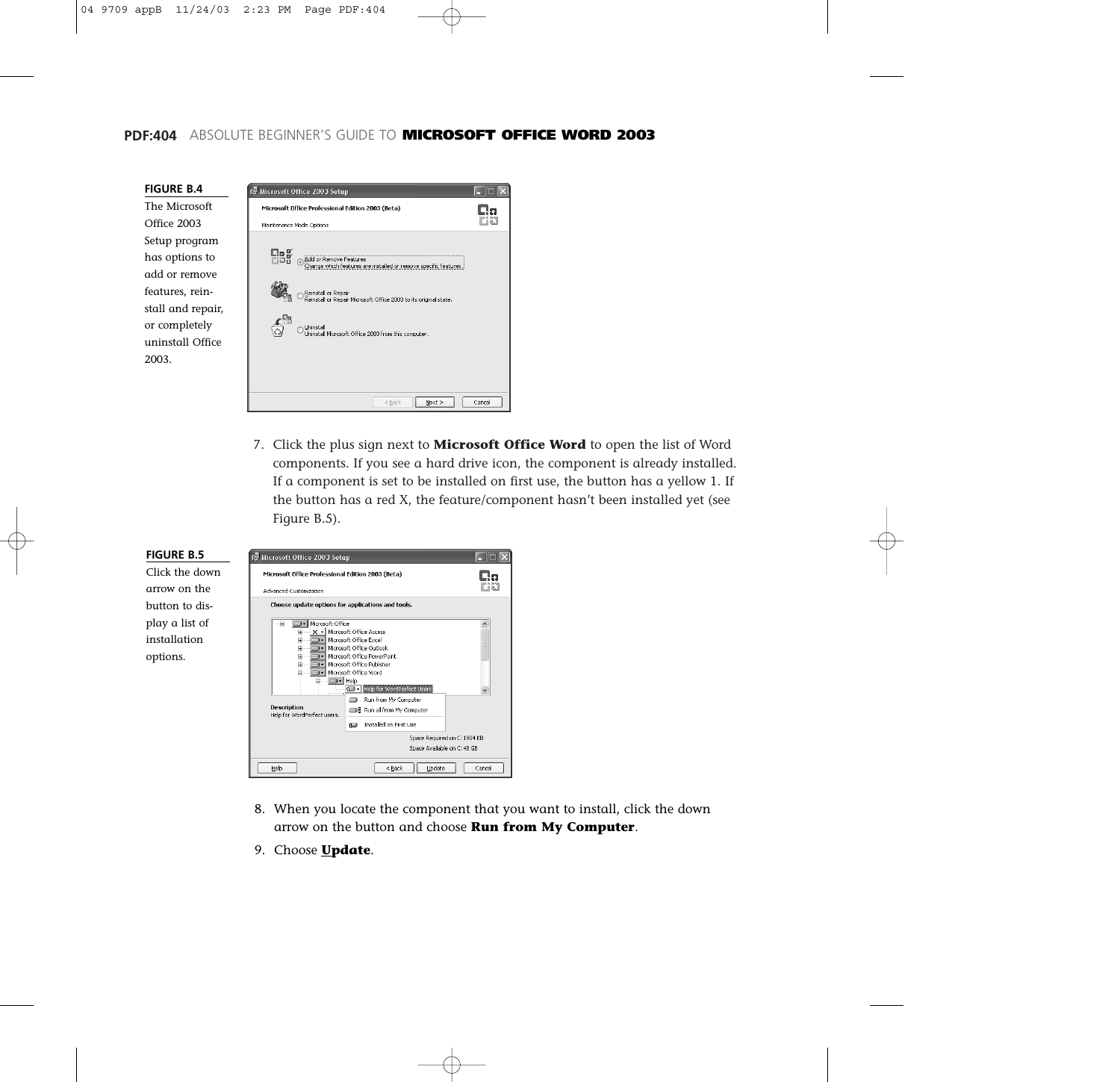**FIGURE B.4**
The Microsoft Office 2003 Setup program has options to add or remove features, reinstall and repair, or completely uninstall Office 2003.

7. Click the plus sign next to **Microsoft Office Word** to open the list of Word components. If you see a hard drive icon, the component is already installed. If a component is set to be installed on first use, the button has a yellow 1. If the button has a red X, the feature/component hasn't been installed yet (see Figure B.5).

**FIGURE B.5**
Click the down arrow on the button to display a list of installation options.

8. When you locate the component that you want to install, click the down arrow on the button and choose **Run from My Computer**.
9. Choose **Update**.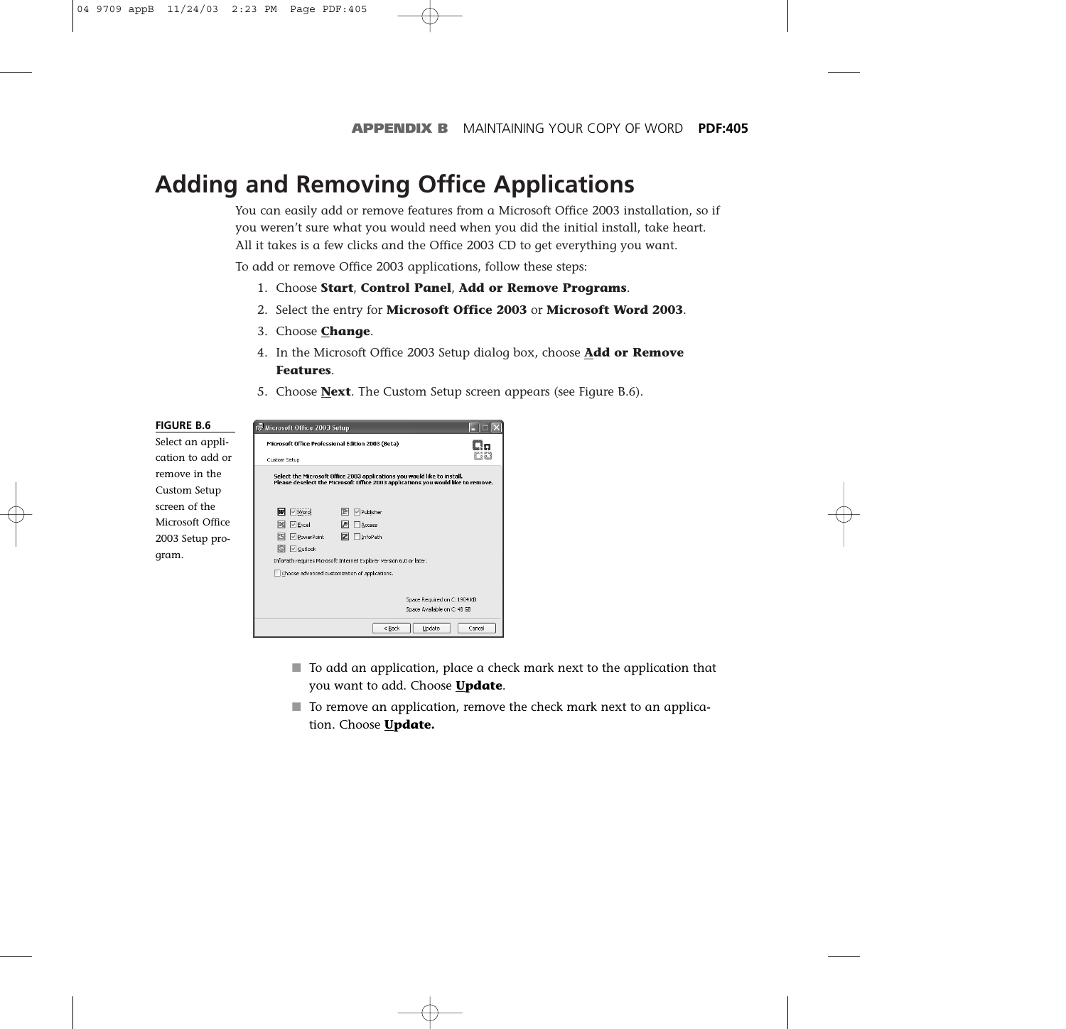# Adding and Removing Office Applications

You can easily add or remove features from a Microsoft Office 2003 installation, so if you weren't sure what you would need when you did the initial install, take heart. All it takes is a few clicks and the Office 2003 CD to get everything you want.

To add or remove Office 2003 applications, follow these steps:

1. Choose **Start**, **Control Panel**, **Add or Remove Programs**.
2. Select the entry for **Microsoft Office 2003** or **Microsoft Word 2003**.
3. Choose **Change**.
4. In the Microsoft Office 2003 Setup dialog box, choose **Add or Remove Features**.
5. Choose **Next**. The Custom Setup screen appears (see Figure B.6).

**FIGURE B.6**
Select an application to add or remove in the Custom Setup screen of the Microsoft Office 2003 Setup program.

- To add an application, place a check mark next to the application that you want to add. Choose **Update**.
- To remove an application, remove the check mark next to an application. Choose **Update.**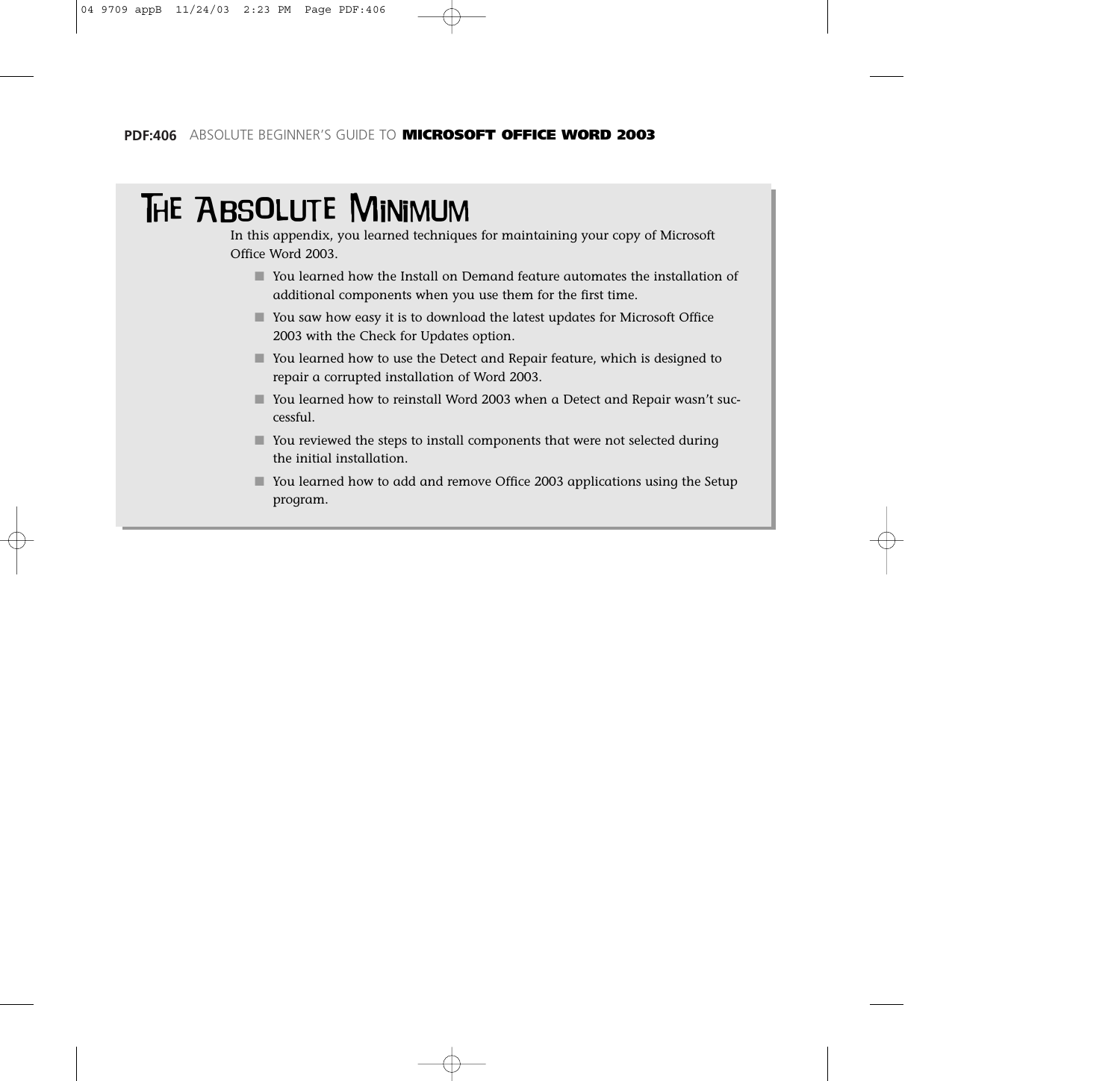## THE ABSOLUTE MINIMUM

In this appendix, you learned techniques for maintaining your copy of Microsoft Office Word 2003.

- You learned how the Install on Demand feature automates the installation of additional components when you use them for the first time.
- You saw how easy it is to download the latest updates for Microsoft Office 2003 with the Check for Updates option.
- You learned how to use the Detect and Repair feature, which is designed to repair a corrupted installation of Word 2003.
- You learned how to reinstall Word 2003 when a Detect and Repair wasn't successful.
- You reviewed the steps to install components that were not selected during the initial installation.
- You learned how to add and remove Office 2003 applications using the Setup program.